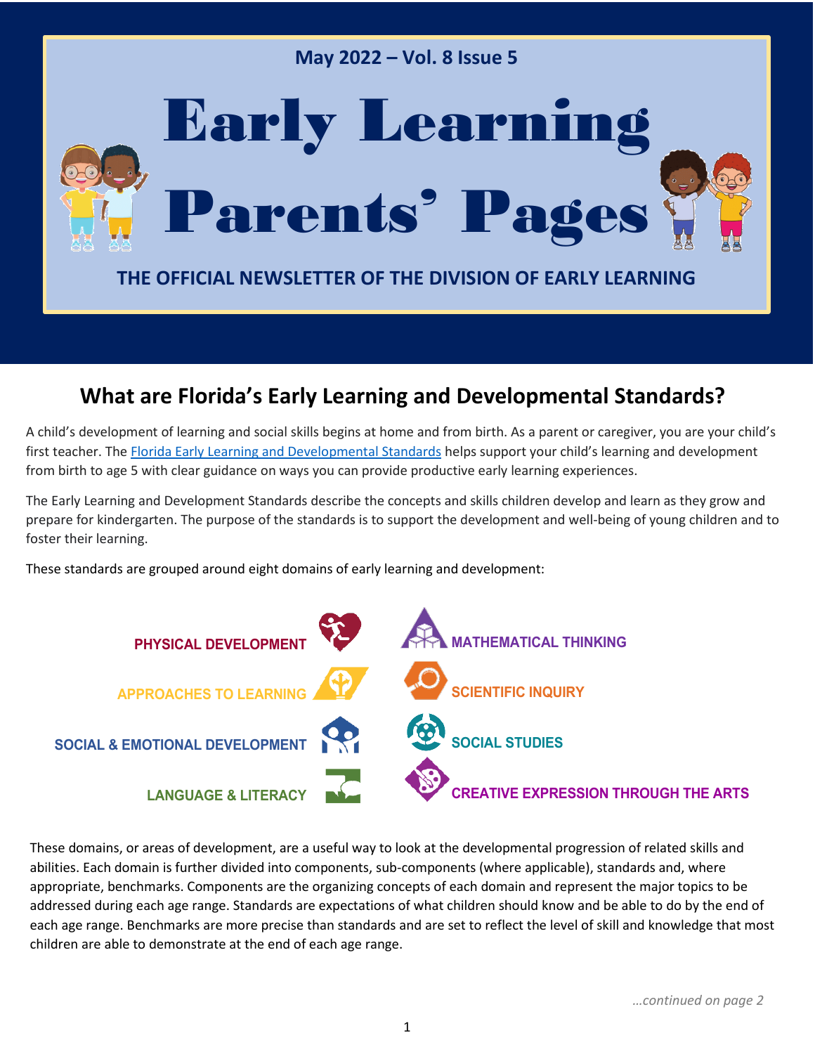May 2022 – Vol. 8 Issue 5

# Early Learning Parents' Pages

THE OFFICIAL NEWSLETTER OF THE DIVISION OF EARLY LEARNING

## What are Florida's Early Learning and Developmental Standards?

A child's development of learning and social skills begins at home and from birth. As a parent or caregiver, you are your child's first teacher. The Florida Early Learning and Developmental Standards helps support your child's learning and development from birth to age 5 with clear guidance on ways you can provide productive early learning experiences.

The Early Learning and Development Standards describe the concepts and skills children develop and learn as they grow and prepare for kindergarten. The purpose of the standards is to support the development and well-being of young children and to foster their learning.

These standards are grouped around eight domains of early learning and development:

- PHYSICAL DEVELOPMENT
- APPROACHES TO LEARNING
- SOCIAL & EMOTIONAL DEVELOPMENT
- LANGUAGE & LITERACY
- MATHEMATICAL THINKING
- SCIENTIFIC INQUIRY
- SOCIAL STUDIES
- CREATIVE EXPRESSION THROUGH THE ARTS

These domains, or areas of development, are a useful way to look at the developmental progression of related skills and abilities. Each domain is further divided into components, sub-components (where applicable), standards and, where appropriate, benchmarks. Components are the organizing concepts of each domain and represent the major topics to be addressed during each age range. Standards are expectations of what children should know and be able to do by the end of each age range. Benchmarks are more precise than standards and are set to reflect the level of skill and knowledge that most children are able to demonstrate at the end of each age range.

*…continued on page 2*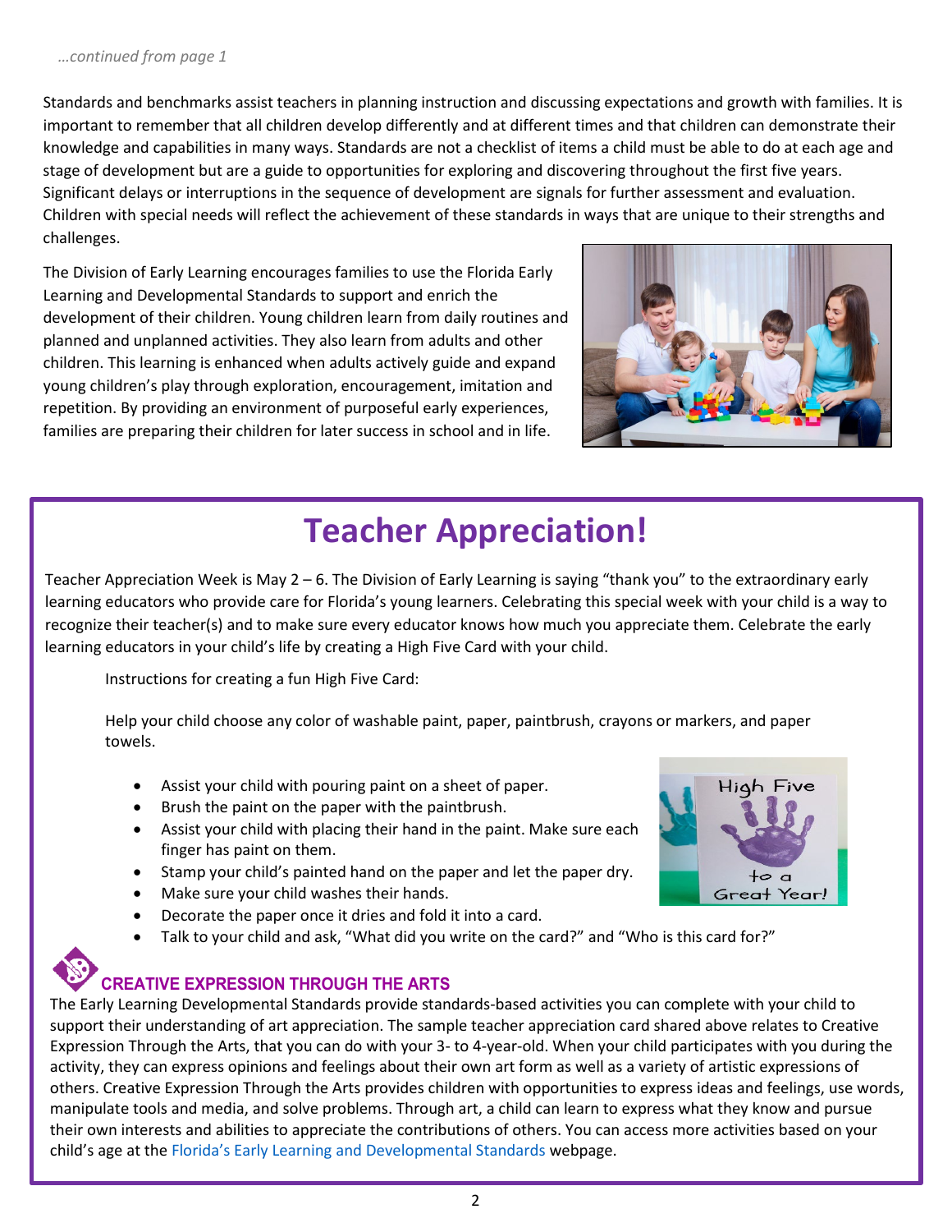*…continued from page 1*

Standards and benchmarks assist teachers in planning instruction and discussing expectations and growth with families. It is important to remember that all children develop differently and at different times and that children can demonstrate their knowledge and capabilities in many ways. Standards are not a checklist of items a child must be able to do at each age and stage of development but are a guide to opportunities for exploring and discovering throughout the first five years. Significant delays or interruptions in the sequence of development are signals for further assessment and evaluation. Children with special needs will reflect the achievement of these standards in ways that are unique to their strengths and challenges.

The Division of Early Learning encourages families to use the Florida Early Learning and Developmental Standards to support and enrich the development of their children. Young children learn from daily routines and planned and unplanned activities. They also learn from adults and other children. This learning is enhanced when adults actively guide and expand young children's play through exploration, encouragement, imitation and repetition. By providing an environment of purposeful early experiences, families are preparing their children for later success in school and in life.

# Teacher Appreciation!

Teacher Appreciation Week is May 2 – 6. The Division of Early Learning is saying "thank you" to the extraordinary early learning educators who provide care for Florida's young learners. Celebrating this special week with your child is a way to recognize their teacher(s) and to make sure every educator knows how much you appreciate them. Celebrate the early learning educators in your child's life by creating a High Five Card with your child.

Instructions for creating a fun High Five Card:

Help your child choose any color of washable paint, paper, paintbrush, crayons or markers, and paper towels.

- Assist your child with pouring paint on a sheet of paper.
- Brush the paint on the paper with the paintbrush.
- Assist your child with placing their hand in the paint. Make sure each finger has paint on them.
- Stamp your child's painted hand on the paper and let the paper dry.
- Make sure your child washes their hands.
- Decorate the paper once it dries and fold it into a card.
- Talk to your child and ask, "What did you write on the card?" and "Who is this card for?"

### CREATIVE EXPRESSION THROUGH THE ARTS

The Early Learning Developmental Standards provide standards-based activities you can complete with your child to support their understanding of art appreciation. The sample teacher appreciation card shared above relates to Creative Expression Through the Arts, that you can do with your 3- to 4-year-old. When your child participates with you during the activity, they can express opinions and feelings about their own art form as well as a variety of artistic expressions of others. Creative Expression Through the Arts provides children with opportunities to express ideas and feelings, use words, manipulate tools and media, and solve problems. Through art, a child can learn to express what they know and pursue their own interests and abilities to appreciate the contributions of others. You can access more activities based on your child's age at the Florida's Early Learning and Developmental Standards webpage.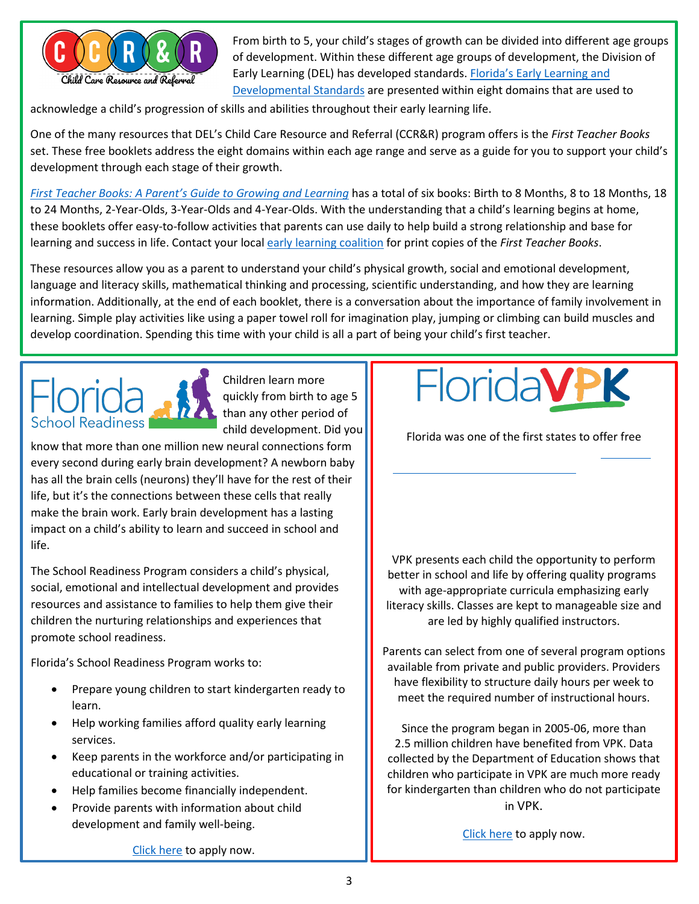CCR&R Child Care Resource and Referral

From birth to 5, your child's stages of growth can be divided into different age groups of development. Within these different age groups of development, the Division of Early Learning (DEL) has developed standards. Florida's Early Learning and Developmental Standards are presented within eight domains that are used to acknowledge a child's progression of skills and abilities throughout their early learning life.

One of the many resources that DEL's Child Care Resource and Referral (CCR&R) program offers is the *First Teacher Books* set. These free booklets address the eight domains within each age range and serve as a guide for you to support your child's development through each stage of their growth.

*First Teacher Books: A Parent's Guide to Growing and Learning* has a total of six books: Birth to 8 Months, 8 to 18 Months, 18 to 24 Months, 2-Year-Olds, 3-Year-Olds and 4-Year-Olds. With the understanding that a child's learning begins at home, these booklets offer easy-to-follow activities that parents can use daily to help build a strong relationship and base for learning and success in life. Contact your local early learning coalition for print copies of the *First Teacher Books*.

These resources allow you as a parent to understand your child's physical growth, social and emotional development, language and literacy skills, mathematical thinking and processing, scientific understanding, and how they are learning information. Additionally, at the end of each booklet, there is a conversation about the importance of family involvement in learning. Simple play activities like using a paper towel roll for imagination play, jumping or climbing can build muscles and develop coordination. Spending this time with your child is all a part of being your child's first teacher.

## Florida School Readiness

Children learn more quickly from birth to age 5 than any other period of child development. Did you know that more than one million new neural connections form every second during early brain development? A newborn baby has all the brain cells (neurons) they'll have for the rest of their life, but it's the connections between these cells that really make the brain work. Early brain development has a lasting impact on a child's ability to learn and succeed in school and life.

The School Readiness Program considers a child's physical, social, emotional and intellectual development and provides resources and assistance to families to help them give their children the nurturing relationships and experiences that promote school readiness.

Florida's School Readiness Program works to:

- Prepare young children to start kindergarten ready to learn.
- Help working families afford quality early learning services.
- Keep parents in the workforce and/or participating in educational or training activities.
- Help families become financially independent.
- Provide parents with information about child development and family well-being.

Click here to apply now.

## FloridaVPK

Florida was one of the first states to offer free

VPK presents each child the opportunity to perform better in school and life by offering quality programs with age-appropriate curricula emphasizing early literacy skills. Classes are kept to manageable size and are led by highly qualified instructors.

Parents can select from one of several program options available from private and public providers. Providers have flexibility to structure daily hours per week to meet the required number of instructional hours.

Since the program began in 2005-06, more than 2.5 million children have benefited from VPK. Data collected by the Department of Education shows that children who participate in VPK are much more ready for kindergarten than children who do not participate in VPK.

Click here to apply now.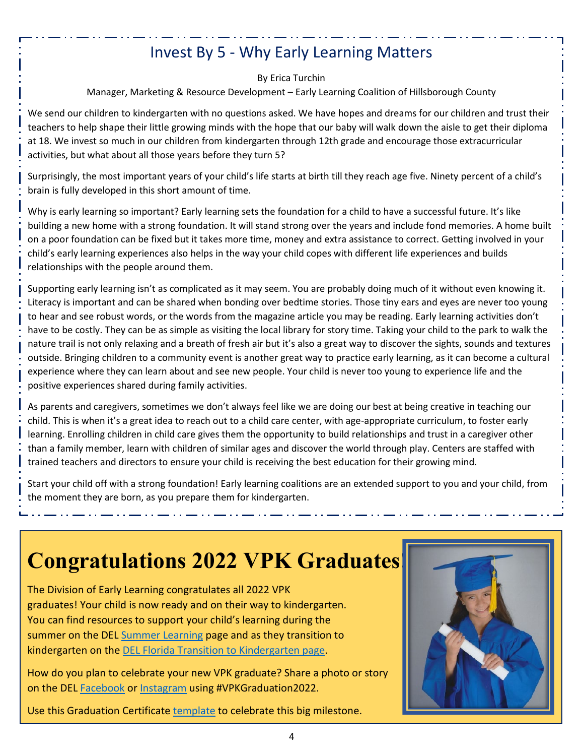## Invest By 5 - Why Early Learning Matters

By Erica Turchin

Manager, Marketing & Resource Development – Early Learning Coalition of Hillsborough County

We send our children to kindergarten with no questions asked. We have hopes and dreams for our children and trust their teachers to help shape their little growing minds with the hope that our baby will walk down the aisle to get their diploma at 18. We invest so much in our children from kindergarten through 12th grade and encourage those extracurricular activities, but what about all those years before they turn 5?

Surprisingly, the most important years of your child's life starts at birth till they reach age five. Ninety percent of a child's brain is fully developed in this short amount of time.

Why is early learning so important? Early learning sets the foundation for a child to have a successful future. It's like building a new home with a strong foundation. It will stand strong over the years and include fond memories. A home built on a poor foundation can be fixed but it takes more time, money and extra assistance to correct. Getting involved in your child's early learning experiences also helps in the way your child copes with different life experiences and builds relationships with the people around them.

Supporting early learning isn't as complicated as it may seem. You are probably doing much of it without even knowing it. Literacy is important and can be shared when bonding over bedtime stories. Those tiny ears and eyes are never too young to hear and see robust words, or the words from the magazine article you may be reading. Early learning activities don't have to be costly. They can be as simple as visiting the local library for story time. Taking your child to the park to walk the nature trail is not only relaxing and a breath of fresh air but it's also a great way to discover the sights, sounds and textures outside. Bringing children to a community event is another great way to practice early learning, as it can become a cultural experience where they can learn about and see new people. Your child is never too young to experience life and the positive experiences shared during family activities.

As parents and caregivers, sometimes we don't always feel like we are doing our best at being creative in teaching our child. This is when it's a great idea to reach out to a child care center, with age-appropriate curriculum, to foster early learning. Enrolling children in child care gives them the opportunity to build relationships and trust in a caregiver other than a family member, learn with children of similar ages and discover the world through play. Centers are staffed with trained teachers and directors to ensure your child is receiving the best education for their growing mind.

Start your child off with a strong foundation! Early learning coalitions are an extended support to you and your child, from the moment they are born, as you prepare them for kindergarten.

# Congratulations 2022 VPK Graduates!

The Division of Early Learning congratulates all 2022 VPK graduates! Your child is now ready and on their way to kindergarten. You can find resources to support your child's learning during the summer on the DEL Summer Learning page and as they transition to kindergarten on the DEL Florida Transition to Kindergarten page.

How do you plan to celebrate your new VPK graduate? Share a photo or story on the DEL Facebook or Instagram using #VPKGraduation2022.

Use this Graduation Certificate template to celebrate this big milestone.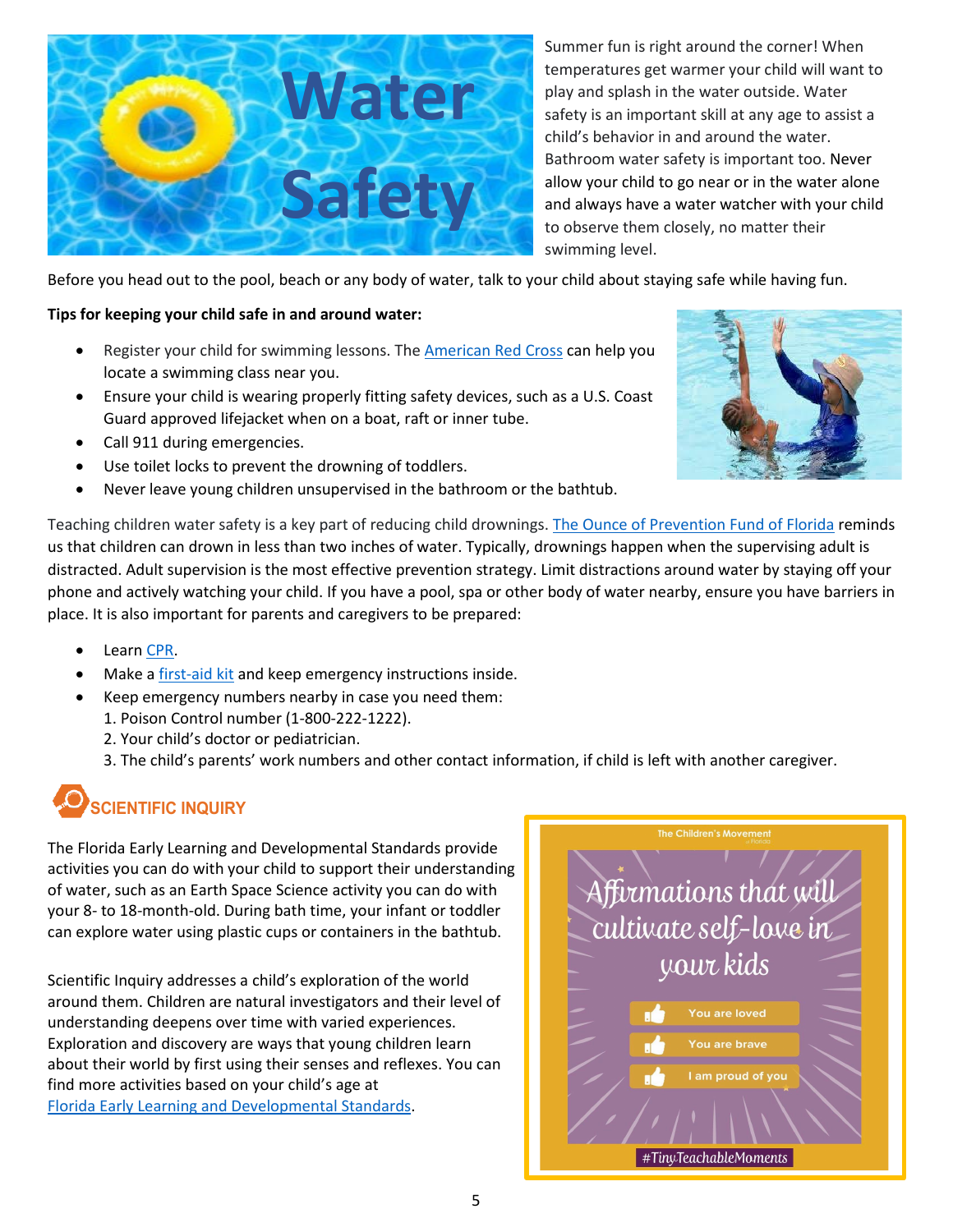# Water Safety

Summer fun is right around the corner! When temperatures get warmer your child will want to play and splash in the water outside. Water safety is an important skill at any age to assist a child's behavior in and around the water. Bathroom water safety is important too. Never allow your child to go near or in the water alone and always have a water watcher with your child to observe them closely, no matter their swimming level.

Before you head out to the pool, beach or any body of water, talk to your child about staying safe while having fun.

**Tips for keeping your child safe in and around water:**

- Register your child for swimming lessons. The American Red Cross can help you locate a swimming class near you.
- Ensure your child is wearing properly fitting safety devices, such as a U.S. Coast Guard approved lifejacket when on a boat, raft or inner tube.
- Call 911 during emergencies.
- Use toilet locks to prevent the drowning of toddlers.
- Never leave young children unsupervised in the bathroom or the bathtub.

Teaching children water safety is a key part of reducing child drownings. The Ounce of Prevention Fund of Florida reminds us that children can drown in less than two inches of water. Typically, drownings happen when the supervising adult is distracted. Adult supervision is the most effective prevention strategy. Limit distractions around water by staying off your phone and actively watching your child. If you have a pool, spa or other body of water nearby, ensure you have barriers in place. It is also important for parents and caregivers to be prepared:

- Learn CPR.
- Make a first-aid kit and keep emergency instructions inside.
- Keep emergency numbers nearby in case you need them:
  1. Poison Control number (1-800-222-1222).
  2. Your child's doctor or pediatrician.
  3. The child's parents' work numbers and other contact information, if child is left with another caregiver.

## SCIENTIFIC INQUIRY

The Florida Early Learning and Developmental Standards provide activities you can do with your child to support their understanding of water, such as an Earth Space Science activity you can do with your 8- to 18-month-old. During bath time, your infant or toddler can explore water using plastic cups or containers in the bathtub.

Scientific Inquiry addresses a child's exploration of the world around them. Children are natural investigators and their level of understanding deepens over time with varied experiences. Exploration and discovery are ways that young children learn about their world by first using their senses and reflexes. You can find more activities based on your child's age at Florida Early Learning and Developmental Standards.

The Children's Movement of Florida

**Affirmations that will cultivate self-love in your kids**

- You are loved
- You are brave
- I am proud of you

#TinyTeachableMoments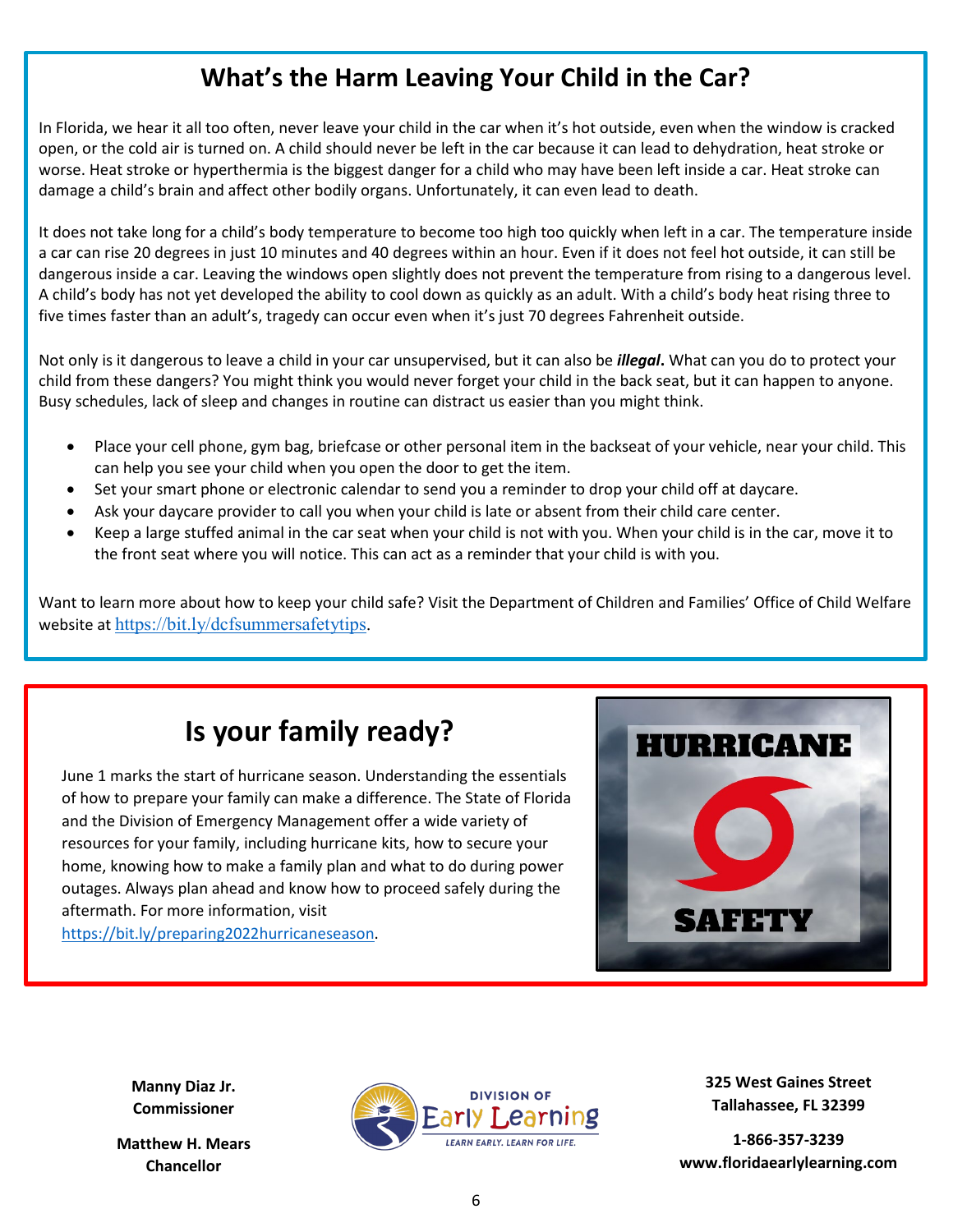## What's the Harm Leaving Your Child in the Car?

In Florida, we hear it all too often, never leave your child in the car when it's hot outside, even when the window is cracked open, or the cold air is turned on. A child should never be left in the car because it can lead to dehydration, heat stroke or worse. Heat stroke or hyperthermia is the biggest danger for a child who may have been left inside a car. Heat stroke can damage a child's brain and affect other bodily organs. Unfortunately, it can even lead to death.

It does not take long for a child's body temperature to become too high too quickly when left in a car. The temperature inside a car can rise 20 degrees in just 10 minutes and 40 degrees within an hour. Even if it does not feel hot outside, it can still be dangerous inside a car. Leaving the windows open slightly does not prevent the temperature from rising to a dangerous level. A child's body has not yet developed the ability to cool down as quickly as an adult. With a child's body heat rising three to five times faster than an adult's, tragedy can occur even when it's just 70 degrees Fahrenheit outside.

Not only is it dangerous to leave a child in your car unsupervised, but it can also be ***illegal***. What can you do to protect your child from these dangers? You might think you would never forget your child in the back seat, but it can happen to anyone. Busy schedules, lack of sleep and changes in routine can distract us easier than you might think.

- Place your cell phone, gym bag, briefcase or other personal item in the backseat of your vehicle, near your child. This can help you see your child when you open the door to get the item.
- Set your smart phone or electronic calendar to send you a reminder to drop your child off at daycare.
- Ask your daycare provider to call you when your child is late or absent from their child care center.
- Keep a large stuffed animal in the car seat when your child is not with you. When your child is in the car, move it to the front seat where you will notice. This can act as a reminder that your child is with you.

Want to learn more about how to keep your child safe? Visit the Department of Children and Families' Office of Child Welfare website at https://bit.ly/dcfsummersafetytips.

## Is your family ready?

June 1 marks the start of hurricane season. Understanding the essentials of how to prepare your family can make a difference. The State of Florida and the Division of Emergency Management offer a wide variety of resources for your family, including hurricane kits, how to secure your home, knowing how to make a family plan and what to do during power outages. Always plan ahead and know how to proceed safely during the aftermath. For more information, visit https://bit.ly/preparing2022hurricaneseason.

HURRICANE SAFETY

**Manny Diaz Jr.**
**Commissioner**

**Matthew H. Mears**
**Chancellor**

DIVISION OF Early Learning
LEARN EARLY. LEARN FOR LIFE.

**325 West Gaines Street**
**Tallahassee, FL 32399**

**1-866-357-3239**
**www.floridaearlylearning.com**